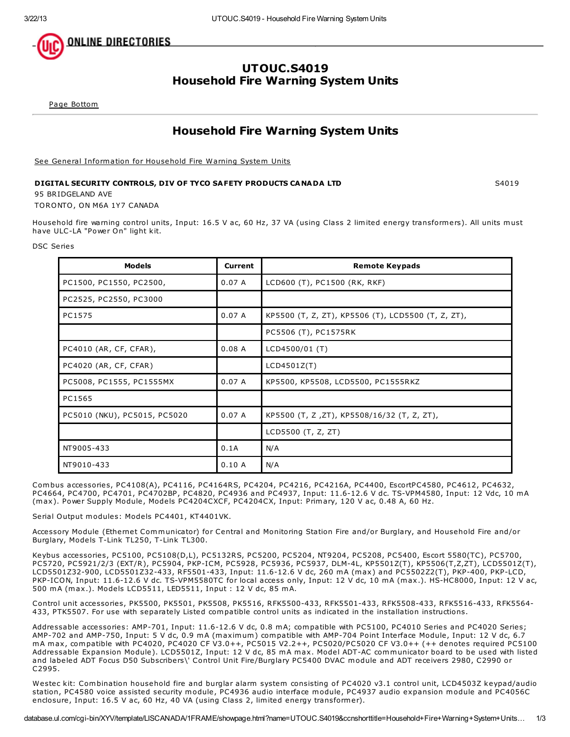# UTOUC.S4019
# Household Fire Warning System Units

Page Bottom

## Household Fire Warning System Units

See General Information for Household Fire Warning System Units

**DIGITAL SECURITY CONTROLS, DIV OF TYCO SAFETY PRODUCTS CANADA LTD** S4019

95 BRIDGELAND AVE

TORONTO, ON M6A 1Y7 CANADA

Household fire warning control units, Input: 16.5 V ac, 60 Hz, 37 VA (using Class 2 limited energy transformers). All units must have ULC-LA "Power On" light kit.

DSC Series

| Models | Current | Remote Keypads |
|---|---|---|
| PC1500, PC1550, PC2500, | 0.07 A | LCD600 (T), PC1500 (RK, RKF) |
| PC2525, PC2550, PC3000 | | |
| PC1575 | 0.07 A | KP5500 (T, Z, ZT), KP5506 (T), LCD5500 (T, Z, ZT), |
| | | PC5506 (T), PC1575RK |
| PC4010 (AR, CF, CFAR), | 0.08 A | LCD4500/01 (T) |
| PC4020 (AR, CF, CFAR) | | LCD4501Z(T) |
| PC5008, PC1555, PC1555MX | 0.07 A | KP5500, KP5508, LCD5500, PC1555RKZ |
| PC1565 | | |
| PC5010 (NKU), PC5015, PC5020 | 0.07 A | KP5500 (T, Z ,ZT), KP5508/16/32 (T, Z, ZT), |
| | | LCD5500 (T, Z, ZT) |
| NT9005-433 | 0.1A | N/A |
| NT9010-433 | 0.10 A | N/A |

Combus accessories, PC4108(A), PC4116, PC4164RS, PC4204, PC4216, PC4216A, PC4400, EscortPC4580, PC4612, PC4632, PC4664, PC4700, PC4701, PC4702BP, PC4820, PC4936 and PC4937, Input: 11.6-12.6 V dc. TS-VPM4580, Input: 12 Vdc, 10 mA (max). Power Supply Module, Models PC4204CXCF, PC4204CX, Input: Primary, 120 V ac, 0.48 A, 60 Hz.

Serial Output modules: Models PC4401, KT4401VK.

Accessory Module (Ethernet Communicator) for Central and Monitoring Station Fire and/or Burglary, and Household Fire and/or Burglary, Models T-Link TL250, T-Link TL300.

Keybus accessories, PC5100, PC5108(D,L), PC5132RS, PC5200, PC5204, NT9204, PC5208, PC5400, Escort 5580(TC), PC5700, PC5720, PC5921/2/3 (EXT/R), PC5904, PKP-ICM, PC5928, PC5936, PC5937, DLM-4L, KP5501Z(T), KP5506(T,Z,ZT), LCD5501Z(T), LCD5501Z32-900, LCD5501Z32-433, RF5501-433, Input: 11.6-12.6 V dc, 260 mA (max) and PC5502Z2(T), PKP-400, PKP-LCD, PKP-ICON, Input: 11.6-12.6 V dc. TS-VPM5580TC for local access only, Input: 12 V dc, 10 mA (max.). HS-HC8000, Input: 12 V ac, 500 mA (max.). Models LCD5511, LED5511, Input : 12 V dc, 85 mA.

Control unit accessories, PK5500, PK5501, PK5508, PK5516, RFK5500-433, RFK5501-433, RFK5508-433, RFK5516-433, RFK5564-433, PTK5507. For use with separately Listed compatible control units as indicated in the installation instructions.

Addressable accessories: AMP-701, Input: 11.6-12.6 V dc, 0.8 mA; compatible with PC5100, PC4010 Series and PC4020 Series; AMP-702 and AMP-750, Input: 5 V dc, 0.9 mA (maximum) compatible with AMP-704 Point Interface Module, Input: 12 V dc, 6.7 mA max, compatible with PC4020, PC4020 CF V3.0++, PC5015 V2.2++, PC5020/PC5020 CF V3.0++ (++ denotes required PC5100 Addressable Expansion Module). LCD5501Z, Input: 12 V dc, 85 mA max. Model ADT-AC communicator board to be used with listed and labeled ADT Focus D50 Subscribers\' Control Unit Fire/Burglary PC5400 DVAC module and ADT receivers 2980, C2990 or C2995.

Westec kit: Combination household fire and burglar alarm system consisting of PC4020 v3.1 control unit, LCD4503Z keypad/audio station, PC4580 voice assisted security module, PC4936 audio interface module, PC4937 audio expansion module and PC4056C enclosure, Input: 16.5 V ac, 60 Hz, 40 VA (using Class 2, limited energy transformer).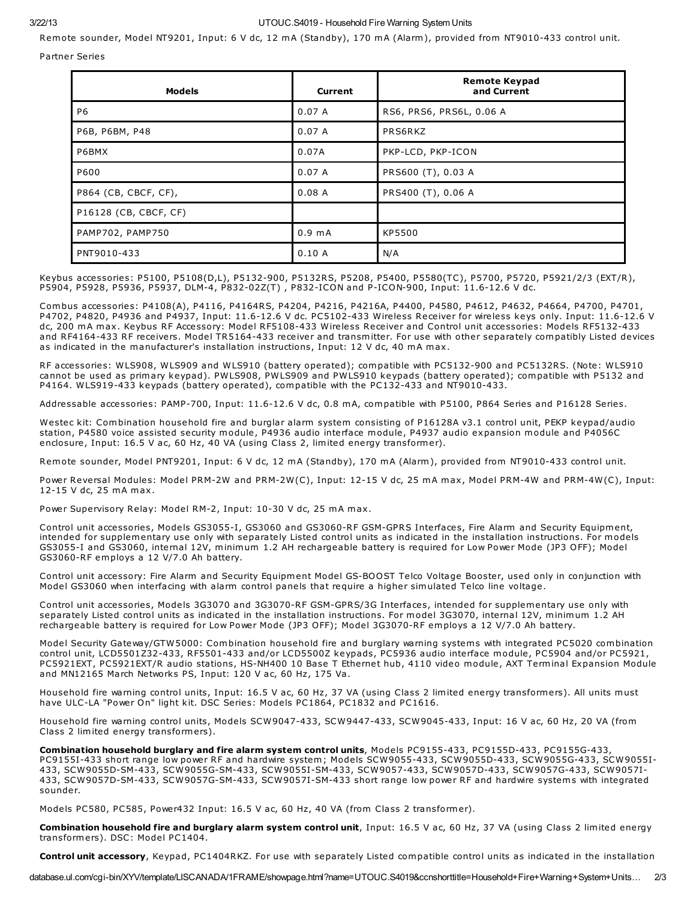Remote sounder, Model NT9201, Input: 6 V dc, 12 mA (Standby), 170 mA (Alarm), provided from NT9010-433 control unit.

Partner Series

| Models | Current | Remote Keypad and Current |
|---|---|---|
| P6 | 0.07 A | RS6, PRS6, PRS6L, 0.06 A |
| P6B, P6BM, P48 | 0.07 A | PRS6RKZ |
| P6BMX | 0.07A | PKP-LCD, PKP-ICON |
| P600 | 0.07 A | PRS600 (T), 0.03 A |
| P864 (CB, CBCF, CF), | 0.08 A | PRS400 (T), 0.06 A |
| P16128 (CB, CBCF, CF) | | |
| PAMP702, PAMP750 | 0.9 mA | KP5500 |
| PNT9010-433 | 0.10 A | N/A |

Keybus accessories: P5100, P5108(D,L), P5132-900, P5132RS, P5208, P5400, P5580(TC), P5700, P5720, P5921/2/3 (EXT/R), P5904, P5928, P5936, P5937, DLM-4, P832-02Z(T) , P832-ICON and P-ICON-900, Input: 11.6-12.6 V dc.

Combus accessories: P4108(A), P4116, P4164RS, P4204, P4216, P4216A, P4400, P4580, P4612, P4632, P4664, P4700, P4701, P4702, P4820, P4936 and P4937, Input: 11.6-12.6 V dc. PC5102-433 Wireless Receiver for wireless keys only. Input: 11.6-12.6 V dc, 200 mA max. Keybus RF Accessory: Model RF5108-433 Wireless Receiver and Control unit accessories: Models RF5132-433 and RF4164-433 RF receivers. Model TR5164-433 receiver and transmitter. For use with other separately compatibly Listed devices as indicated in the manufacturer's installation instructions, Input: 12 V dc, 40 mA max.

RF accessories: WLS908, WLS909 and WLS910 (battery operated); compatible with PC5132-900 and PC5132RS. (Note: WLS910 cannot be used as primary keypad). PWLS908, PWLS909 and PWLS910 keypads (battery operated); compatible with P5132 and P4164. WLS919-433 keypads (battery operated), compatible with the PC132-433 and NT9010-433.

Addressable accessories: PAMP-700, Input: 11.6-12.6 V dc, 0.8 mA, compatible with P5100, P864 Series and P16128 Series.

Westec kit: Combination household fire and burglar alarm system consisting of P16128A v3.1 control unit, PEKP keypad/audio station, P4580 voice assisted security module, P4936 audio interface module, P4937 audio expansion module and P4056C enclosure, Input: 16.5 V ac, 60 Hz, 40 VA (using Class 2, limited energy transformer).

Remote sounder, Model PNT9201, Input: 6 V dc, 12 mA (Standby), 170 mA (Alarm), provided from NT9010-433 control unit.

Power Reversal Modules: Model PRM-2W and PRM-2W(C), Input: 12-15 V dc, 25 mA max, Model PRM-4W and PRM-4W(C), Input: 12-15 V dc, 25 mA max.

Power Supervisory Relay: Model RM-2, Input: 10-30 V dc, 25 mA max.

Control unit accessories, Models GS3055-I, GS3060 and GS3060-RF GSM-GPRS Interfaces, Fire Alarm and Security Equipment, intended for supplementary use only with separately Listed control units as indicated in the installation instructions. For models GS3055-I and GS3060, internal 12V, minimum 1.2 AH rechargeable battery is required for Low Power Mode (JP3 OFF); Model GS3060-RF employs a 12 V/7.0 Ah battery.

Control unit accessory: Fire Alarm and Security Equipment Model GS-BOOST Telco Voltage Booster, used only in conjunction with Model GS3060 when interfacing with alarm control panels that require a higher simulated Telco line voltage.

Control unit accessories, Models 3G3070 and 3G3070-RF GSM-GPRS/3G Interfaces, intended for supplementary use only with separately Listed control units as indicated in the installation instructions. For model 3G3070, internal 12V, minimum 1.2 AH rechargeable battery is required for Low Power Mode (JP3 OFF); Model 3G3070-RF employs a 12 V/7.0 Ah battery.

Model Security Gateway/GTW5000: Combination household fire and burglary warning systems with integrated PC5020 combination control unit, LCD5501Z32-433, RF5501-433 and/or LCD5500Z keypads, PC5936 audio interface module, PC5904 and/or PC5921, PC5921EXT, PC5921EXT/R audio stations, HS-NH400 10 Base T Ethernet hub, 4110 video module, AXT Terminal Expansion Module and MN12165 March Networks PS, Input: 120 V ac, 60 Hz, 175 Va.

Household fire warning control units, Input: 16.5 V ac, 60 Hz, 37 VA (using Class 2 limited energy transformers). All units must have ULC-LA "Power On" light kit. DSC Series: Models PC1864, PC1832 and PC1616.

Household fire warning control units, Models SCW9047-433, SCW9447-433, SCW9045-433, Input: 16 V ac, 60 Hz, 20 VA (from Class 2 limited energy transformers).

**Combination household burglary and fire alarm system control units**, Models PC9155-433, PC9155D-433, PC9155G-433, PC9155I-433 short range low power RF and hardwire system; Models SCW9055-433, SCW9055D-433, SCW9055G-433, SCW9055I-433, SCW9055D-SM-433, SCW9055G-SM-433, SCW9055I-SM-433, SCW9057-433, SCW9057D-433, SCW9057G-433, SCW9057I-433, SCW9057D-SM-433, SCW9057G-SM-433, SCW9057I-SM-433 short range low power RF and hardwire systems with integrated sounder.

Models PC580, PC585, Power432 Input: 16.5 V ac, 60 Hz, 40 VA (from Class 2 transformer).

**Combination household fire and burglary alarm system control unit**, Input: 16.5 V ac, 60 Hz, 37 VA (using Class 2 limited energy transformers). DSC: Model PC1404.

**Control unit accessory**, Keypad, PC1404RKZ. For use with separately Listed compatible control units as indicated in the installation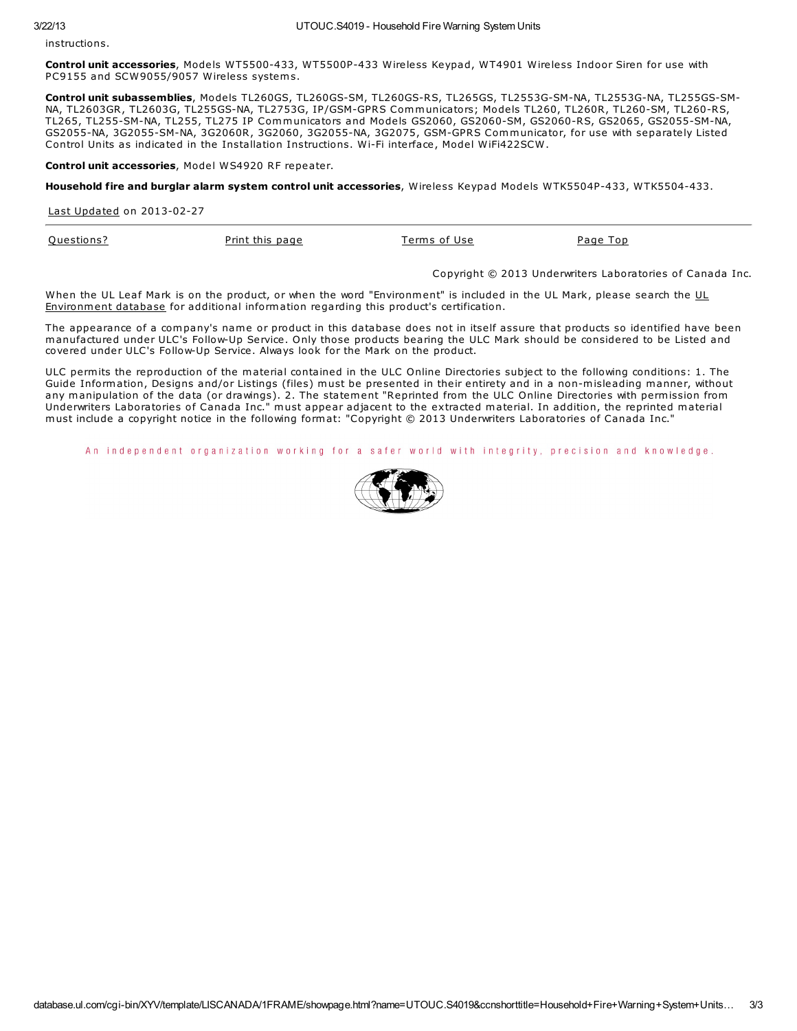instructions.

**Control unit accessories**, Models WT5500-433, WT5500P-433 Wireless Keypad, WT4901 Wireless Indoor Siren for use with PC9155 and SCW9055/9057 Wireless systems.

**Control unit subassemblies**, Models TL260GS, TL260GS-SM, TL260GS-RS, TL265GS, TL2553G-SM-NA, TL2553G-NA, TL255GS-SM-NA, TL2603GR, TL2603G, TL255GS-NA, TL2753G, IP/GSM-GPRS Communicators; Models TL260, TL260R, TL260-SM, TL260-RS, TL265, TL255-SM-NA, TL255, TL275 IP Communicators and Models GS2060, GS2060-SM, GS2060-RS, GS2065, GS2055-SM-NA, GS2055-NA, 3G2055-SM-NA, 3G2060R, 3G2060, 3G2055-NA, 3G2075, GSM-GPRS Communicator, for use with separately Listed Control Units as indicated in the Installation Instructions. Wi-Fi interface, Model WiFi422SCW.

**Control unit accessories**, Model WS4920 RF repeater.

**Household fire and burglar alarm system control unit accessories**, Wireless Keypad Models WTK5504P-433, WTK5504-433.

Last Updated on 2013-02-27

Questions? Print this page Terms of Use Page Top

Copyright © 2013 Underwriters Laboratories of Canada Inc.

When the UL Leaf Mark is on the product, or when the word "Environment" is included in the UL Mark, please search the UL Environment database for additional information regarding this product's certification.

The appearance of a company's name or product in this database does not in itself assure that products so identified have been manufactured under ULC's Follow-Up Service. Only those products bearing the ULC Mark should be considered to be Listed and covered under ULC's Follow-Up Service. Always look for the Mark on the product.

ULC permits the reproduction of the material contained in the ULC Online Directories subject to the following conditions: 1. The Guide Information, Designs and/or Listings (files) must be presented in their entirety and in a non-misleading manner, without any manipulation of the data (or drawings). 2. The statement "Reprinted from the ULC Online Directories with permission from Underwriters Laboratories of Canada Inc." must appear adjacent to the extracted material. In addition, the reprinted material must include a copyright notice in the following format: "Copyright © 2013 Underwriters Laboratories of Canada Inc."

An independent organization working for a safer world with integrity, precision and knowledge.